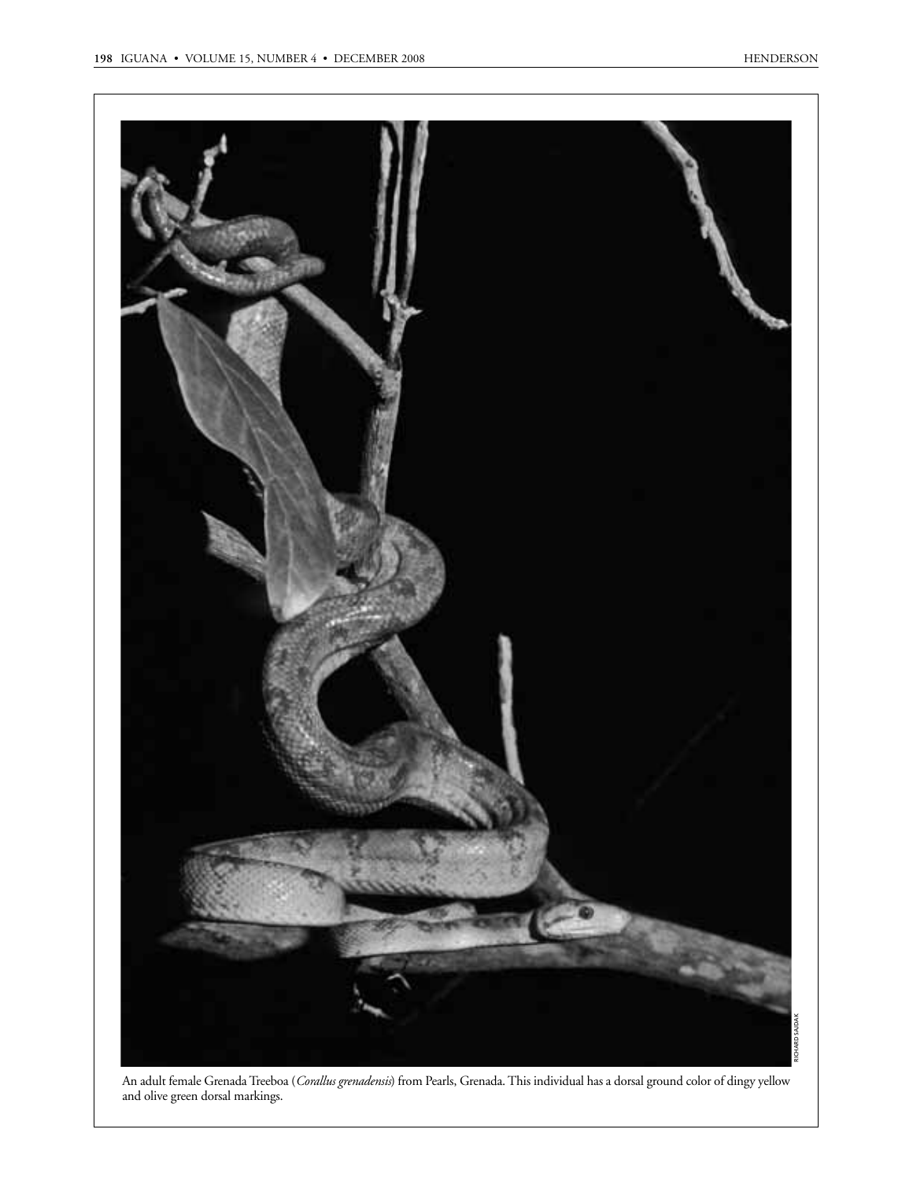An adult female Grenada Treeboa (*Corallus grenadensis*) from Pearls, Grenada. This individual has a dorsal ground color of dingy yellow and olive green dorsal markings.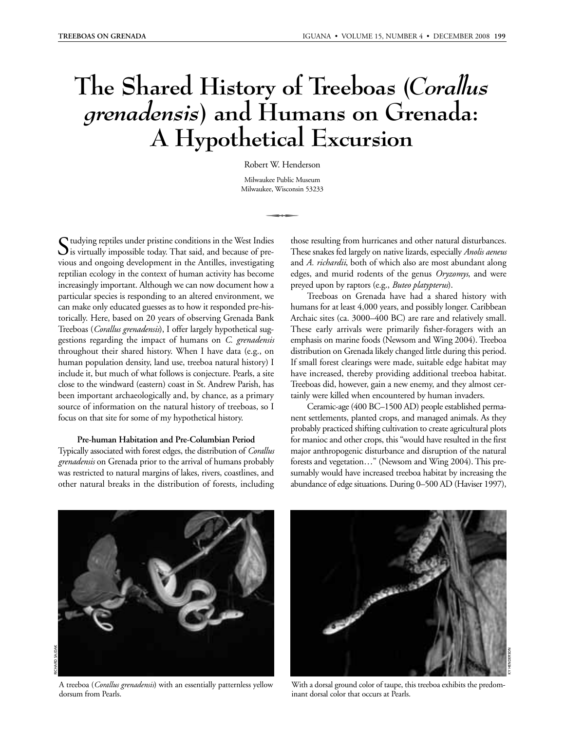# The Shared History of Treeboas (*Corallus grenadensis*) and Humans on Grenada: A Hypothetical Excursion

Robert W. Henderson

Milwaukee Public Museum
Milwaukee, Wisconsin 53233

Studying reptiles under pristine conditions in the West Indies is virtually impossible today. That said, and because of previous and ongoing development in the Antilles, investigating reptilian ecology in the context of human activity has become increasingly important. Although we can now document how a particular species is responding to an altered environment, we can make only educated guesses as to how it responded pre-historically. Here, based on 20 years of observing Grenada Bank Treeboas (*Corallus grenadensis*), I offer largely hypothetical suggestions regarding the impact of humans on *C. grenadensis* throughout their shared history. When I have data (e.g., on human population density, land use, treeboa natural history) I include it, but much of what follows is conjecture. Pearls, a site close to the windward (eastern) coast in St. Andrew Parish, has been important archaeologically and, by chance, as a primary source of information on the natural history of treeboas, so I focus on that site for some of my hypothetical history.

### Pre-human Habitation and Pre-Columbian Period

Typically associated with forest edges, the distribution of *Corallus grenadensis* on Grenada prior to the arrival of humans probably was restricted to natural margins of lakes, rivers, coastlines, and other natural breaks in the distribution of forests, including those resulting from hurricanes and other natural disturbances. These snakes fed largely on native lizards, especially *Anolis aeneus* and *A. richardii*, both of which also are most abundant along edges, and murid rodents of the genus *Oryzomys*, and were preyed upon by raptors (e.g., *Buteo platypterus*).

Treeboas on Grenada have had a shared history with humans for at least 4,000 years, and possibly longer. Caribbean Archaic sites (ca. 3000–400 BC) are rare and relatively small. These early arrivals were primarily fisher-foragers with an emphasis on marine foods (Newsom and Wing 2004). Treeboa distribution on Grenada likely changed little during this period. If small forest clearings were made, suitable edge habitat may have increased, thereby providing additional treeboa habitat. Treeboas did, however, gain a new enemy, and they almost certainly were killed when encountered by human invaders.

Ceramic-age (400 BC–1500 AD) people established permanent settlements, planted crops, and managed animals. As they probably practiced shifting cultivation to create agricultural plots for manioc and other crops, this "would have resulted in the first major anthropogenic disturbance and disruption of the natural forests and vegetation…" (Newsom and Wing 2004). This presumably would have increased treeboa habitat by increasing the abundance of edge situations. During 0–500 AD (Haviser 1997),

A treeboa (*Corallus grenadensis*) with an essentially patternless yellow dorsum from Pearls.

With a dorsal ground color of taupe, this treeboa exhibits the predominant dorsal color that occurs at Pearls.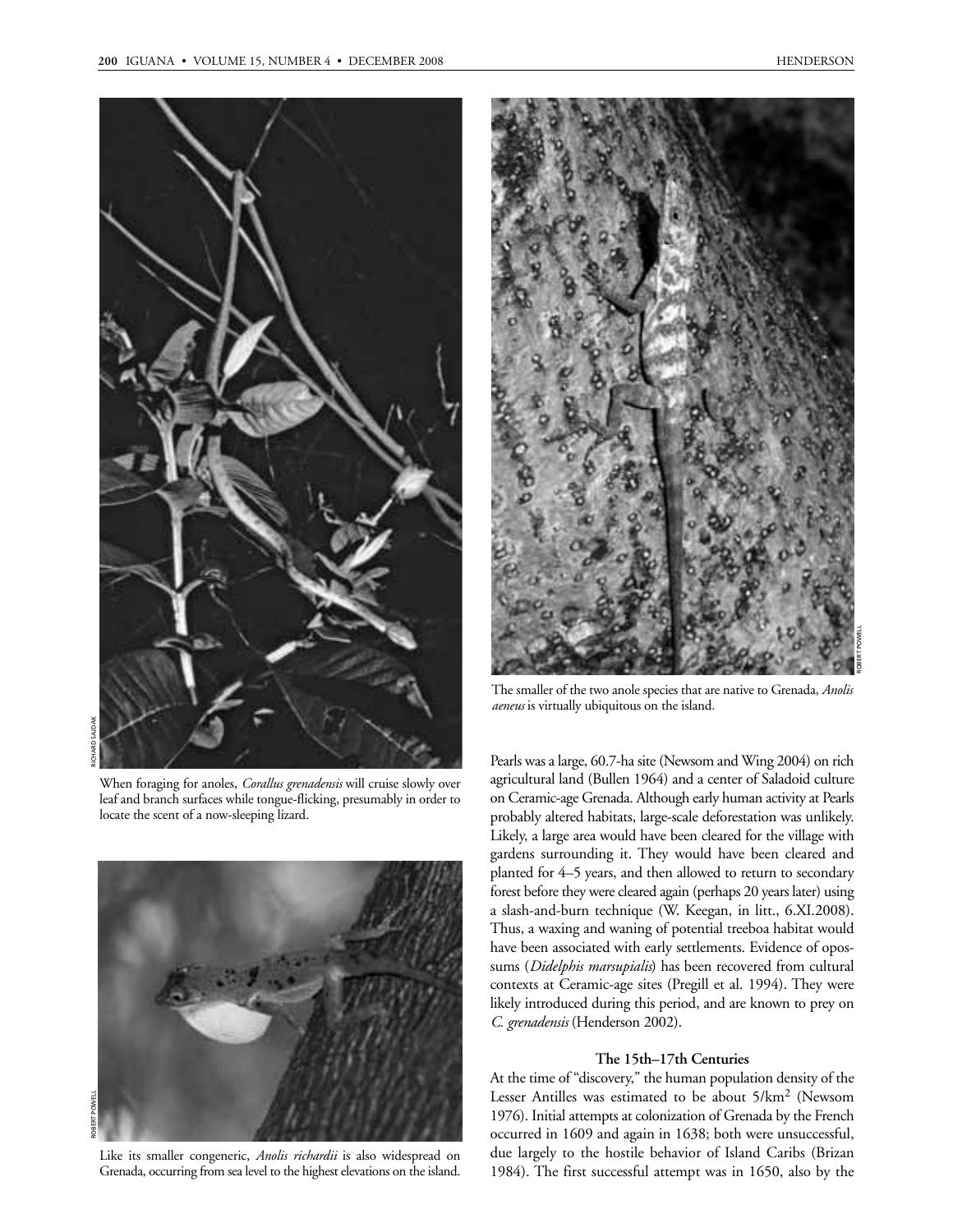When foraging for anoles, *Corallus grenadensis* will cruise slowly over leaf and branch surfaces while tongue-flicking, presumably in order to locate the scent of a now-sleeping lizard.

Like its smaller congeneric, *Anolis richardii* is also widespread on Grenada, occurring from sea level to the highest elevations on the island.

The smaller of the two anole species that are native to Grenada, *Anolis aeneus* is virtually ubiquitous on the island.

Pearls was a large, 60.7-ha site (Newsom and Wing 2004) on rich agricultural land (Bullen 1964) and a center of Saladoid culture on Ceramic-age Grenada. Although early human activity at Pearls probably altered habitats, large-scale deforestation was unlikely. Likely, a large area would have been cleared for the village with gardens surrounding it. They would have been cleared and planted for 4–5 years, and then allowed to return to secondary forest before they were cleared again (perhaps 20 years later) using a slash-and-burn technique (W. Keegan, in litt., 6.XI.2008). Thus, a waxing and waning of potential treeboa habitat would have been associated with early settlements. Evidence of opossums (*Didelphis marsupialis*) has been recovered from cultural contexts at Ceramic-age sites (Pregill et al. 1994). They were likely introduced during this period, and are known to prey on *C. grenadensis* (Henderson 2002).

### The 15th–17th Centuries

At the time of "discovery," the human population density of the Lesser Antilles was estimated to be about 5/km$^2$ (Newsom 1976). Initial attempts at colonization of Grenada by the French occurred in 1609 and again in 1638; both were unsuccessful, due largely to the hostile behavior of Island Caribs (Brizan 1984). The first successful attempt was in 1650, also by the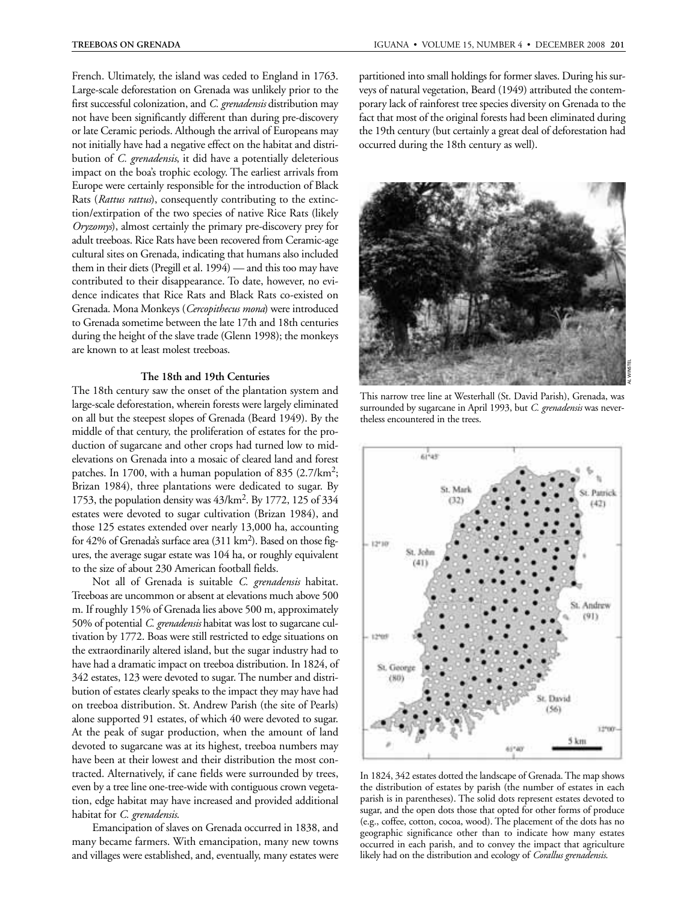French. Ultimately, the island was ceded to England in 1763. Large-scale deforestation on Grenada was unlikely prior to the first successful colonization, and *C. grenadensis* distribution may not have been significantly different than during pre-discovery or late Ceramic periods. Although the arrival of Europeans may not initially have had a negative effect on the habitat and distribution of *C. grenadensis*, it did have a potentially deleterious impact on the boa's trophic ecology. The earliest arrivals from Europe were certainly responsible for the introduction of Black Rats (*Rattus rattus*), consequently contributing to the extinction/extirpation of the two species of native Rice Rats (likely *Oryzomys*), almost certainly the primary pre-discovery prey for adult treeboas. Rice Rats have been recovered from Ceramic-age cultural sites on Grenada, indicating that humans also included them in their diets (Pregill et al. 1994) — and this too may have contributed to their disappearance. To date, however, no evidence indicates that Rice Rats and Black Rats co-existed on Grenada. Mona Monkeys (*Cercopithecus mona*) were introduced to Grenada sometime between the late 17th and 18th centuries during the height of the slave trade (Glenn 1998); the monkeys are known to at least molest treeboas.

### The 18th and 19th Centuries

The 18th century saw the onset of the plantation system and large-scale deforestation, wherein forests were largely eliminated on all but the steepest slopes of Grenada (Beard 1949). By the middle of that century, the proliferation of estates for the production of sugarcane and other crops had turned low to mid-elevations on Grenada into a mosaic of cleared land and forest patches. In 1700, with a human population of 835 (2.7/km$^2$; Brizan 1984), three plantations were dedicated to sugar. By 1753, the population density was 43/km$^2$. By 1772, 125 of 334 estates were devoted to sugar cultivation (Brizan 1984), and those 125 estates extended over nearly 13,000 ha, accounting for 42% of Grenada's surface area (311 km$^2$). Based on those figures, the average sugar estate was 104 ha, or roughly equivalent to the size of about 230 American football fields.

Not all of Grenada is suitable *C. grenadensis* habitat. Treeboas are uncommon or absent at elevations much above 500 m. If roughly 15% of Grenada lies above 500 m, approximately 50% of potential *C. grenadensis* habitat was lost to sugarcane cultivation by 1772. Boas were still restricted to edge situations on the extraordinarily altered island, but the sugar industry had to have had a dramatic impact on treeboa distribution. In 1824, of 342 estates, 123 were devoted to sugar. The number and distribution of estates clearly speaks to the impact they may have had on treeboa distribution. St. Andrew Parish (the site of Pearls) alone supported 91 estates, of which 40 were devoted to sugar. At the peak of sugar production, when the amount of land devoted to sugarcane was at its highest, treeboa numbers may have been at their lowest and their distribution the most contracted. Alternatively, if cane fields were surrounded by trees, even by a tree line one-tree-wide with contiguous crown vegetation, edge habitat may have increased and provided additional habitat for *C. grenadensis*.

Emancipation of slaves on Grenada occurred in 1838, and many became farmers. With emancipation, many new towns and villages were established, and, eventually, many estates were partitioned into small holdings for former slaves. During his surveys of natural vegetation, Beard (1949) attributed the contemporary lack of rainforest tree species diversity on Grenada to the fact that most of the original forests had been eliminated during the 19th century (but certainly a great deal of deforestation had occurred during the 18th century as well).

This narrow tree line at Westerhall (St. David Parish), Grenada, was surrounded by sugarcane in April 1993, but *C. grenadensis* was nevertheless encountered in the trees.

In 1824, 342 estates dotted the landscape of Grenada. The map shows the distribution of estates by parish (the number of estates in each parish is in parentheses). The solid dots represent estates devoted to sugar, and the open dots those that opted for other forms of produce (e.g., coffee, cotton, cocoa, wood). The placement of the dots has no geographic significance other than to indicate how many estates occurred in each parish, and to convey the impact that agriculture likely had on the distribution and ecology of *Corallus grenadensis*.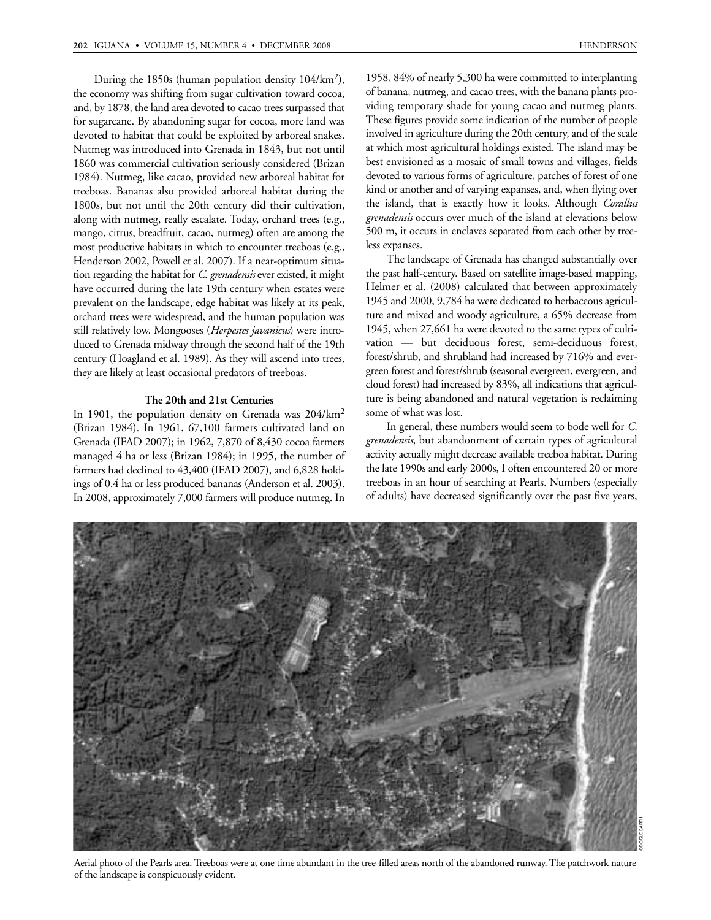During the 1850s (human population density 104/km$^2$), the economy was shifting from sugar cultivation toward cocoa, and, by 1878, the land area devoted to cacao trees surpassed that for sugarcane. By abandoning sugar for cocoa, more land was devoted to habitat that could be exploited by arboreal snakes. Nutmeg was introduced into Grenada in 1843, but not until 1860 was commercial cultivation seriously considered (Brizan 1984). Nutmeg, like cacao, provided new arboreal habitat for treeboas. Bananas also provided arboreal habitat during the 1800s, but not until the 20th century did their cultivation, along with nutmeg, really escalate. Today, orchard trees (e.g., mango, citrus, breadfruit, cacao, nutmeg) often are among the most productive habitats in which to encounter treeboas (e.g., Henderson 2002, Powell et al. 2007). If a near-optimum situation regarding the habitat for *C. grenadensis* ever existed, it might have occurred during the late 19th century when estates were prevalent on the landscape, edge habitat was likely at its peak, orchard trees were widespread, and the human population was still relatively low. Mongooses (*Herpestes javanicus*) were introduced to Grenada midway through the second half of the 19th century (Hoagland et al. 1989). As they will ascend into trees, they are likely at least occasional predators of treeboas.

### The 20th and 21st Centuries

In 1901, the population density on Grenada was 204/km$^2$ (Brizan 1984). In 1961, 67,100 farmers cultivated land on Grenada (IFAD 2007); in 1962, 7,870 of 8,430 cocoa farmers managed 4 ha or less (Brizan 1984); in 1995, the number of farmers had declined to 43,400 (IFAD 2007), and 6,828 holdings of 0.4 ha or less produced bananas (Anderson et al. 2003). In 2008, approximately 7,000 farmers will produce nutmeg. In 1958, 84% of nearly 5,300 ha were committed to interplanting of banana, nutmeg, and cacao trees, with the banana plants providing temporary shade for young cacao and nutmeg plants. These figures provide some indication of the number of people involved in agriculture during the 20th century, and of the scale at which most agricultural holdings existed. The island may be best envisioned as a mosaic of small towns and villages, fields devoted to various forms of agriculture, patches of forest of one kind or another and of varying expanses, and, when flying over the island, that is exactly how it looks. Although *Corallus grenadensis* occurs over much of the island at elevations below 500 m, it occurs in enclaves separated from each other by treeless expanses.

The landscape of Grenada has changed substantially over the past half-century. Based on satellite image-based mapping, Helmer et al. (2008) calculated that between approximately 1945 and 2000, 9,784 ha were dedicated to herbaceous agriculture and mixed and woody agriculture, a 65% decrease from 1945, when 27,661 ha were devoted to the same types of cultivation — but deciduous forest, semi-deciduous forest, forest/shrub, and shrubland had increased by 716% and evergreen forest and forest/shrub (seasonal evergreen, evergreen, and cloud forest) had increased by 83%, all indications that agriculture is being abandoned and natural vegetation is reclaiming some of what was lost.

In general, these numbers would seem to bode well for *C. grenadensis*, but abandonment of certain types of agricultural activity actually might decrease available treeboa habitat. During the late 1990s and early 2000s, I often encountered 20 or more treeboas in an hour of searching at Pearls. Numbers (especially of adults) have decreased significantly over the past five years,

Aerial photo of the Pearls area. Treeboas were at one time abundant in the tree-filled areas north of the abandoned runway. The patchwork nature of the landscape is conspicuously evident.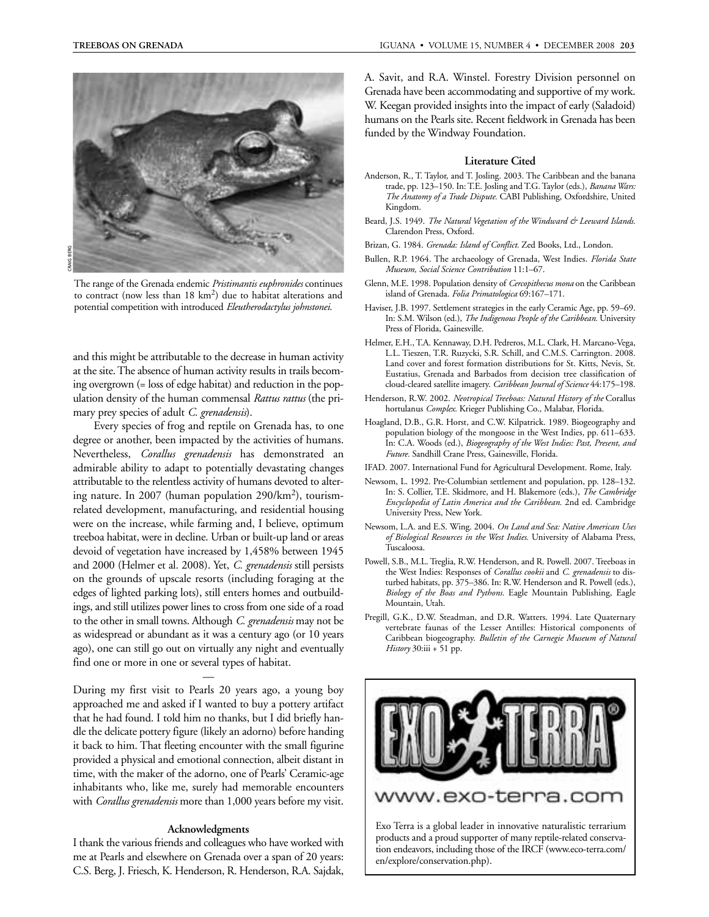The range of the Grenada endemic *Pristimantis euphronides* continues to contract (now less than 18 $km^2$) due to habitat alterations and potential competition with introduced *Eleutherodactylus johnstonei*.

and this might be attributable to the decrease in human activity at the site. The absence of human activity results in trails becoming overgrown (= loss of edge habitat) and reduction in the population density of the human commensal *Rattus rattus* (the primary prey species of adult *C. grenadensis*).

Every species of frog and reptile on Grenada has, to one degree or another, been impacted by the activities of humans. Nevertheless, *Corallus grenadensis* has demonstrated an admirable ability to adapt to potentially devastating changes attributable to the relentless activity of humans devoted to altering nature. In 2007 (human population 290/$km^2$), tourism-related development, manufacturing, and residential housing were on the increase, while farming and, I believe, optimum treeboa habitat, were in decline. Urban or built-up land or areas devoid of vegetation have increased by 1,458% between 1945 and 2000 (Helmer et al. 2008). Yet, *C. grenadensis* still persists on the grounds of upscale resorts (including foraging at the edges of lighted parking lots), still enters homes and outbuildings, and still utilizes power lines to cross from one side of a road to the other in small towns. Although *C. grenadensis* may not be as widespread or abundant as it was a century ago (or 10 years ago), one can still go out on virtually any night and eventually find one or more in one or several types of habitat.

—

During my first visit to Pearls 20 years ago, a young boy approached me and asked if I wanted to buy a pottery artifact that he had found. I told him no thanks, but I did briefly handle the delicate pottery figure (likely an adorno) before handing it back to him. That fleeting encounter with the small figurine provided a physical and emotional connection, albeit distant in time, with the maker of the adorno, one of Pearls' Ceramic-age inhabitants who, like me, surely had memorable encounters with *Corallus grenadensis* more than 1,000 years before my visit.

## Acknowledgments

I thank the various friends and colleagues who have worked with me at Pearls and elsewhere on Grenada over a span of 20 years: C.S. Berg, J. Friesch, K. Henderson, R. Henderson, R.A. Sajdak, A. Savit, and R.A. Winstel. Forestry Division personnel on Grenada have been accommodating and supportive of my work. W. Keegan provided insights into the impact of early (Saladoid) humans on the Pearls site. Recent fieldwork in Grenada has been funded by the Windway Foundation.

## Literature Cited

Anderson, R., T. Taylor, and T. Josling. 2003. The Caribbean and the banana trade, pp. 123–150. In: T.E. Josling and T.G. Taylor (eds.), *Banana Wars: The Anatomy of a Trade Dispute.* CABI Publishing, Oxfordshire, United Kingdom.

Beard, J.S. 1949. *The Natural Vegetation of the Windward & Leeward Islands.* Clarendon Press, Oxford.

Brizan, G. 1984. *Grenada: Island of Conflict.* Zed Books, Ltd., London.

Bullen, R.P. 1964. The archaeology of Grenada, West Indies. *Florida State Museum, Social Science Contribution* 11:1–67.

Glenn, M.E. 1998. Population density of *Cercopithecus mona* on the Caribbean island of Grenada. *Folia Primatologica* 69:167–171.

Haviser, J.B. 1997. Settlement strategies in the early Ceramic Age, pp. 59–69. In: S.M. Wilson (ed.), *The Indigenous People of the Caribbean.* University Press of Florida, Gainesville.

Helmer, E.H., T.A. Kennaway, D.H. Pedreros, M.L. Clark, H. Marcano-Vega, L.L. Tieszen, T.R. Ruzycki, S.R. Schill, and C.M.S. Carrington. 2008. Land cover and forest formation distributions for St. Kitts, Nevis, St. Eustatius, Grenada and Barbados from decision tree classification of cloud-cleared satellite imagery. *Caribbean Journal of Science* 44:175–198.

Henderson, R.W. 2002. *Neotropical Treeboas: Natural History of the* Corallus hortulanus *Complex.* Krieger Publishing Co., Malabar, Florida.

Hoagland, D.B., G.R. Horst, and C.W. Kilpatrick. 1989. Biogeography and population biology of the mongoose in the West Indies, pp. 611–633. In: C.A. Woods (ed.), *Biogeography of the West Indies: Past, Present, and Future.* Sandhill Crane Press, Gainesville, Florida.

IFAD. 2007. International Fund for Agricultural Development. Rome, Italy.

Newsom, L. 1992. Pre-Columbian settlement and population, pp. 128–132. In: S. Collier, T.E. Skidmore, and H. Blakemore (eds.), *The Cambridge Encyclopedia of Latin America and the Caribbean.* 2nd ed. Cambridge University Press, New York.

Newsom, L.A. and E.S. Wing. 2004. *On Land and Sea: Native American Uses of Biological Resources in the West Indies.* University of Alabama Press, Tuscaloosa.

Powell, S.B., M.L. Treglia, R.W. Henderson, and R. Powell. 2007. Treeboas in the West Indies: Responses of *Corallus cookii* and *C. grenadensis* to disturbed habitats, pp. 375–386. In: R.W. Henderson and R. Powell (eds.), *Biology of the Boas and Pythons.* Eagle Mountain Publishing, Eagle Mountain, Utah.

Pregill, G.K., D.W. Steadman, and D.R. Watters. 1994. Late Quaternary vertebrate faunas of the Lesser Antilles: Historical components of Caribbean biogeography. *Bulletin of the Carnegie Museum of Natural History* 30:iii + 51 pp.

www.exo-terra.com

Exo Terra is a global leader in innovative naturalistic terrarium products and a proud supporter of many reptile-related conservation endeavors, including those of the IRCF (www.eco-terra.com/en/explore/conservation.php).